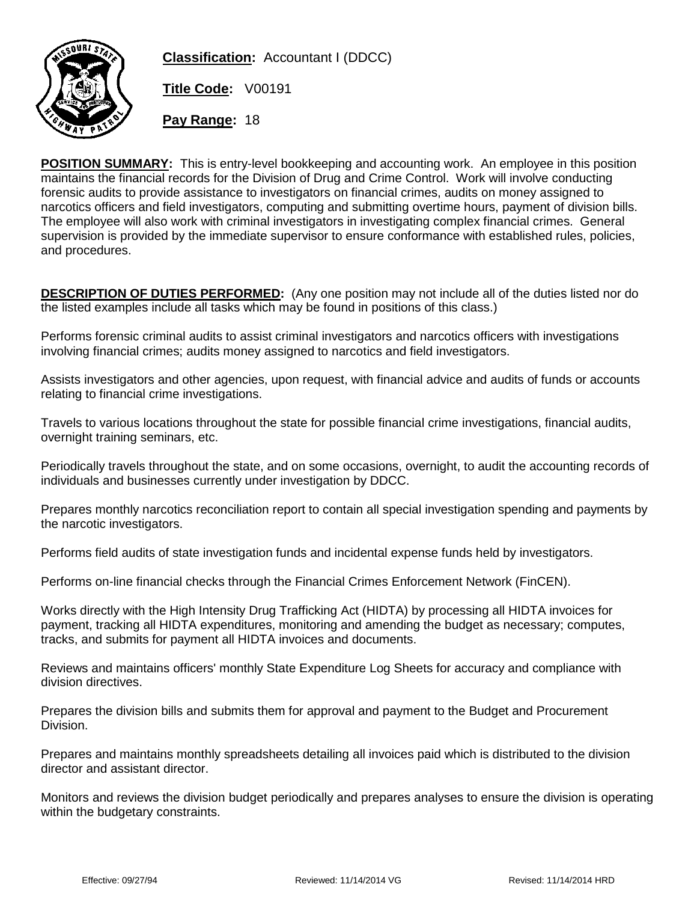**Classification:** Accountant I (DDCC)

**Title Code:** V00191

**Pay Range:** 18

**POSITION SUMMARY:** This is entry-level bookkeeping and accounting work. An employee in this position maintains the financial records for the Division of Drug and Crime Control. Work will involve conducting forensic audits to provide assistance to investigators on financial crimes, audits on money assigned to narcotics officers and field investigators, computing and submitting overtime hours, payment of division bills. The employee will also work with criminal investigators in investigating complex financial crimes. General supervision is provided by the immediate supervisor to ensure conformance with established rules, policies, and procedures.

**DESCRIPTION OF DUTIES PERFORMED:** (Any one position may not include all of the duties listed nor do the listed examples include all tasks which may be found in positions of this class.)

Performs forensic criminal audits to assist criminal investigators and narcotics officers with investigations involving financial crimes; audits money assigned to narcotics and field investigators.

Assists investigators and other agencies, upon request, with financial advice and audits of funds or accounts relating to financial crime investigations.

Travels to various locations throughout the state for possible financial crime investigations, financial audits, overnight training seminars, etc.

Periodically travels throughout the state, and on some occasions, overnight, to audit the accounting records of individuals and businesses currently under investigation by DDCC.

Prepares monthly narcotics reconciliation report to contain all special investigation spending and payments by the narcotic investigators.

Performs field audits of state investigation funds and incidental expense funds held by investigators.

Performs on-line financial checks through the Financial Crimes Enforcement Network (FinCEN).

Works directly with the High Intensity Drug Trafficking Act (HIDTA) by processing all HIDTA invoices for payment, tracking all HIDTA expenditures, monitoring and amending the budget as necessary; computes, tracks, and submits for payment all HIDTA invoices and documents.

Reviews and maintains officers' monthly State Expenditure Log Sheets for accuracy and compliance with division directives.

Prepares the division bills and submits them for approval and payment to the Budget and Procurement Division.

Prepares and maintains monthly spreadsheets detailing all invoices paid which is distributed to the division director and assistant director.

Monitors and reviews the division budget periodically and prepares analyses to ensure the division is operating within the budgetary constraints.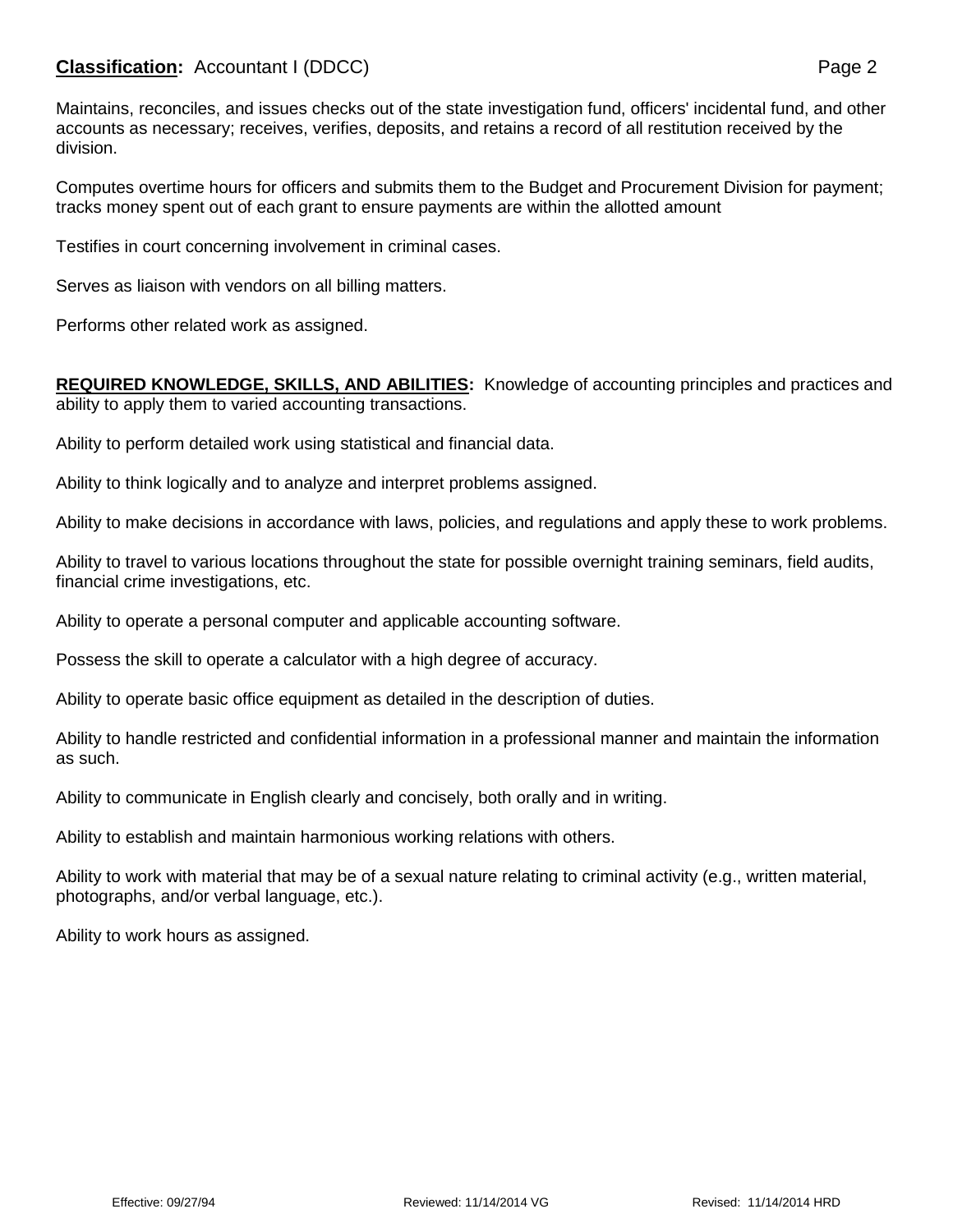Maintains, reconciles, and issues checks out of the state investigation fund, officers' incidental fund, and other accounts as necessary; receives, verifies, deposits, and retains a record of all restitution received by the division.

Computes overtime hours for officers and submits them to the Budget and Procurement Division for payment; tracks money spent out of each grant to ensure payments are within the allotted amount

Testifies in court concerning involvement in criminal cases.

Serves as liaison with vendors on all billing matters.

Performs other related work as assigned.

**REQUIRED KNOWLEDGE, SKILLS, AND ABILITIES:** Knowledge of accounting principles and practices and ability to apply them to varied accounting transactions.

Ability to perform detailed work using statistical and financial data.

Ability to think logically and to analyze and interpret problems assigned.

Ability to make decisions in accordance with laws, policies, and regulations and apply these to work problems.

Ability to travel to various locations throughout the state for possible overnight training seminars, field audits, financial crime investigations, etc.

Ability to operate a personal computer and applicable accounting software.

Possess the skill to operate a calculator with a high degree of accuracy.

Ability to operate basic office equipment as detailed in the description of duties.

Ability to handle restricted and confidential information in a professional manner and maintain the information as such.

Ability to communicate in English clearly and concisely, both orally and in writing.

Ability to establish and maintain harmonious working relations with others.

Ability to work with material that may be of a sexual nature relating to criminal activity (e.g., written material, photographs, and/or verbal language, etc.).

Ability to work hours as assigned.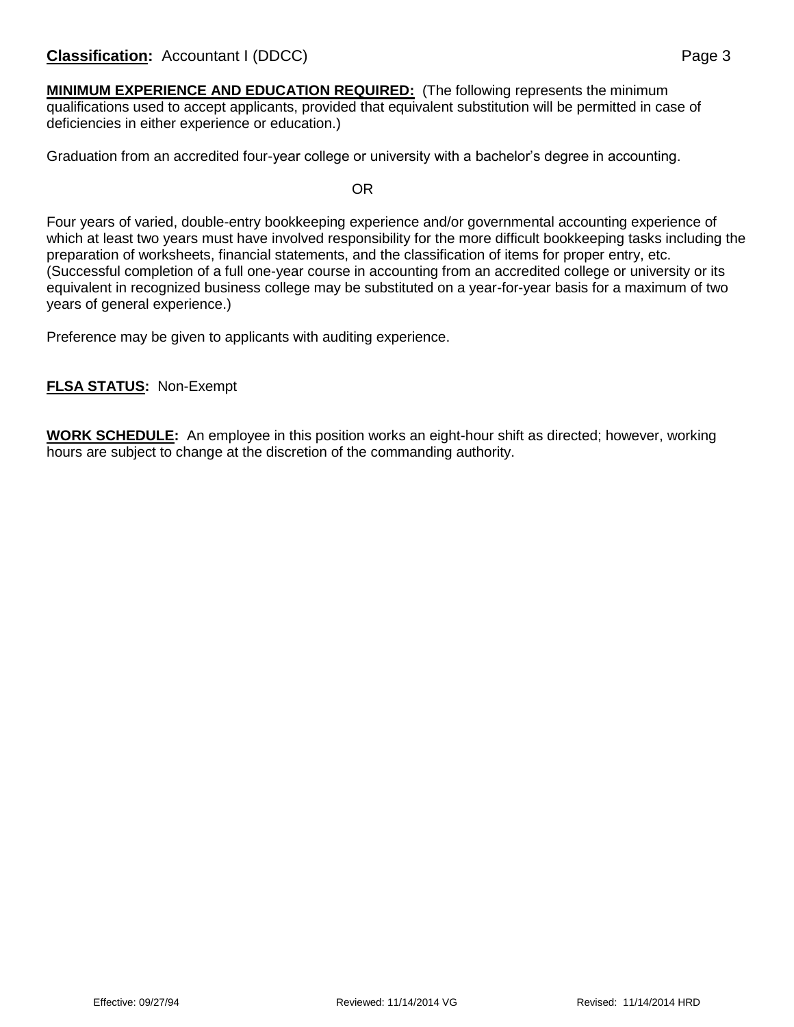**MINIMUM EXPERIENCE AND EDUCATION REQUIRED:** (The following represents the minimum qualifications used to accept applicants, provided that equivalent substitution will be permitted in case of deficiencies in either experience or education.)

Graduation from an accredited four-year college or university with a bachelor's degree in accounting.

OR

Four years of varied, double-entry bookkeeping experience and/or governmental accounting experience of which at least two years must have involved responsibility for the more difficult bookkeeping tasks including the preparation of worksheets, financial statements, and the classification of items for proper entry, etc. (Successful completion of a full one-year course in accounting from an accredited college or university or its equivalent in recognized business college may be substituted on a year-for-year basis for a maximum of two years of general experience.)

Preference may be given to applicants with auditing experience.

**FLSA STATUS:** Non-Exempt

**WORK SCHEDULE:** An employee in this position works an eight-hour shift as directed; however, working hours are subject to change at the discretion of the commanding authority.

Effective: 09/27/94 Reviewed: 11/14/2014 VG Revised: 11/14/2014 HRD